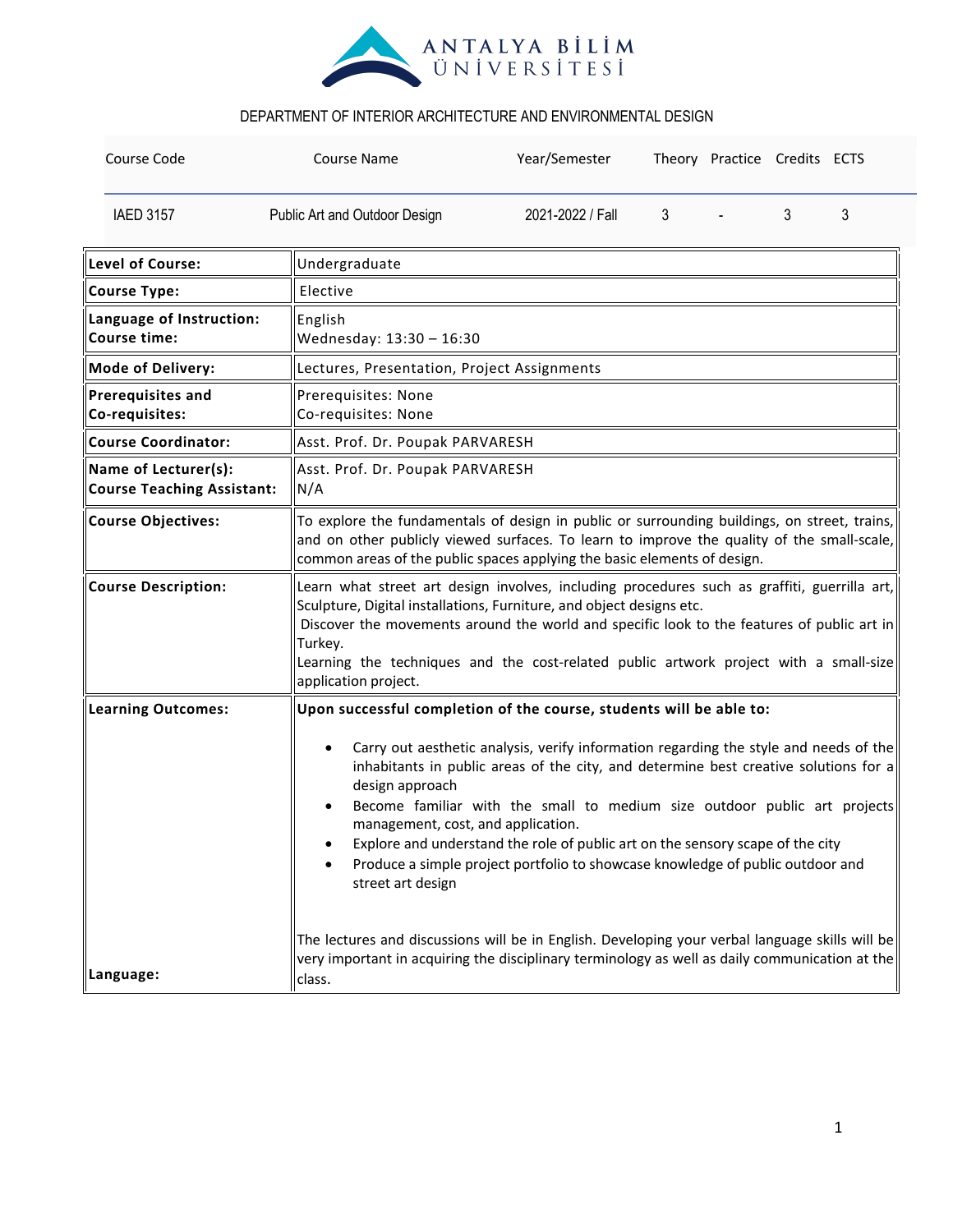ANTALYA BİLİM ÜNİVERSİTESİ

DEPARTMENT OF INTERIOR ARCHITECTURE AND ENVIRONMENTAL DESIGN

| Course Code | Course Name | Year/Semester | Theory | Practice | Credits | ECTS |
|---|---|---|---|---|---|---|
| IAED 3157 | Public Art and Outdoor Design | 2021-2022 / Fall | 3 | - | 3 | 3 |

| | |
|---|---|
| **Level of Course:** | Undergraduate |
| **Course Type:** | Elective |
| **Language of Instruction:**<br>**Course time:** | English<br>Wednesday: 13:30 – 16:30 |
| **Mode of Delivery:** | Lectures, Presentation, Project Assignments |
| **Prerequisites and Co-requisites:** | Prerequisites: None<br>Co-requisites: None |
| **Course Coordinator:** | Asst. Prof. Dr. Poupak PARVARESH |
| **Name of Lecturer(s):**<br>**Course Teaching Assistant:** | Asst. Prof. Dr. Poupak PARVARESH<br>N/A |
| **Course Objectives:** | To explore the fundamentals of design in public or surrounding buildings, on street, trains, and on other publicly viewed surfaces. To learn to improve the quality of the small-scale, common areas of the public spaces applying the basic elements of design. |
| **Course Description:** | Learn what street art design involves, including procedures such as graffiti, guerrilla art, Sculpture, Digital installations, Furniture, and object designs etc.<br>Discover the movements around the world and specific look to the features of public art in Turkey.<br>Learning the techniques and the cost-related public artwork project with a small-size application project. |
| **Learning Outcomes:** | **Upon successful completion of the course, students will be able to:**<br>• Carry out aesthetic analysis, verify information regarding the style and needs of the inhabitants in public areas of the city, and determine best creative solutions for a design approach<br>• Become familiar with the small to medium size outdoor public art projects management, cost, and application.<br>• Explore and understand the role of public art on the sensory scape of the city<br>• Produce a simple project portfolio to showcase knowledge of public outdoor and street art design |
| **Language:** | The lectures and discussions will be in English. Developing your verbal language skills will be very important in acquiring the disciplinary terminology as well as daily communication at the class. |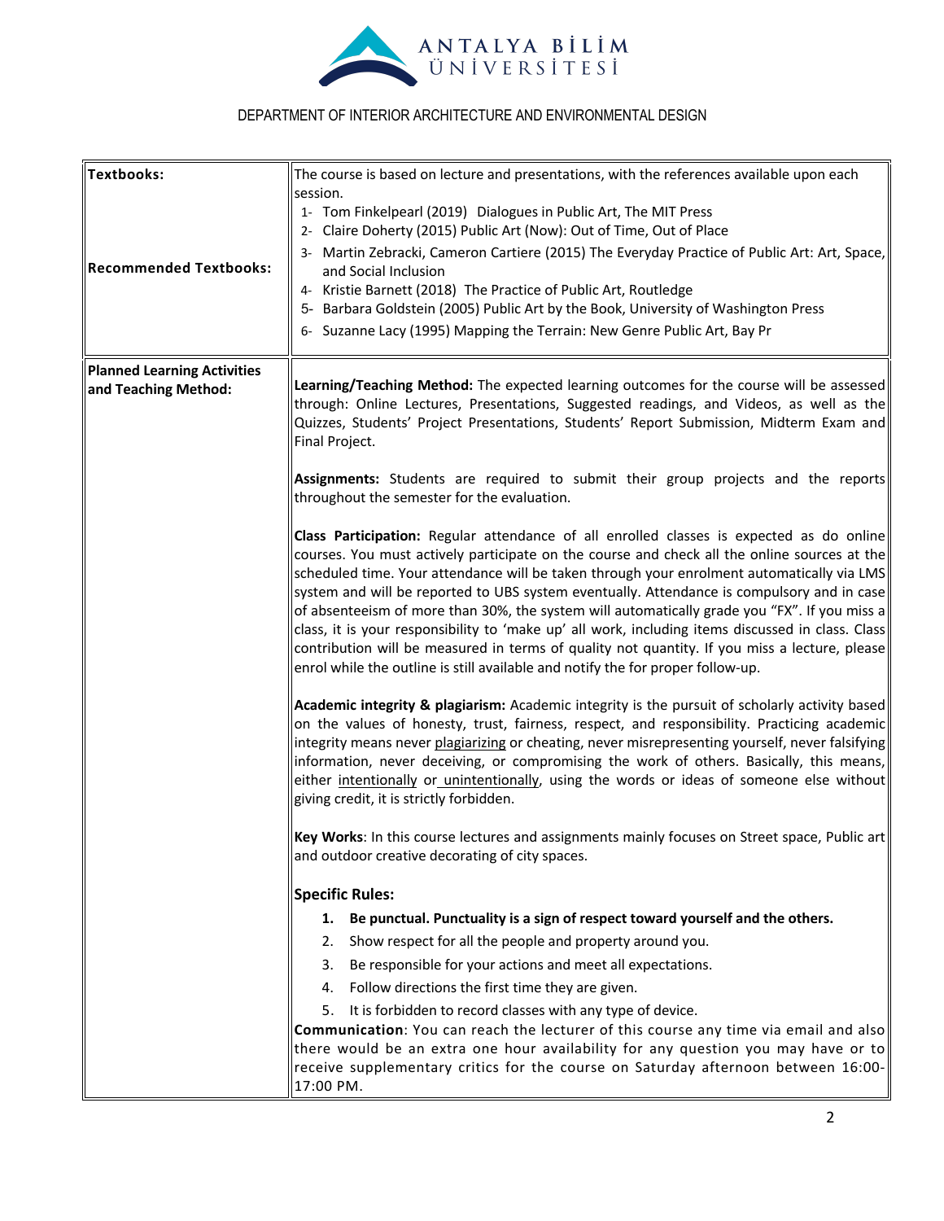DEPARTMENT OF INTERIOR ARCHITECTURE AND ENVIRONMENTAL DESIGN

| | |
|---|---|
| **Textbooks:**<br><br>**Recommended Textbooks:** | The course is based on lecture and presentations, with the references available upon each session.<br>1- Tom Finkelpearl (2019) Dialogues in Public Art, The MIT Press<br>2- Claire Doherty (2015) Public Art (Now): Out of Time, Out of Place<br>3- Martin Zebracki, Cameron Cartiere (2015) The Everyday Practice of Public Art: Art, Space, and Social Inclusion<br>4- Kristie Barnett (2018) The Practice of Public Art, Routledge<br>5- Barbara Goldstein (2005) Public Art by the Book, University of Washington Press<br>6- Suzanne Lacy (1995) Mapping the Terrain: New Genre Public Art, Bay Pr |
| **Planned Learning Activities and Teaching Method:** | **Learning/Teaching Method:** The expected learning outcomes for the course will be assessed through: Online Lectures, Presentations, Suggested readings, and Videos, as well as the Quizzes, Students' Project Presentations, Students' Report Submission, Midterm Exam and Final Project.<br><br>**Assignments:** Students are required to submit their group projects and the reports throughout the semester for the evaluation.<br><br>**Class Participation:** Regular attendance of all enrolled classes is expected as do online courses. You must actively participate on the course and check all the online sources at the scheduled time. Your attendance will be taken through your enrolment automatically via LMS system and will be reported to UBS system eventually. Attendance is compulsory and in case of absenteeism of more than 30%, the system will automatically grade you "FX". If you miss a class, it is your responsibility to 'make up' all work, including items discussed in class. Class contribution will be measured in terms of quality not quantity. If you miss a lecture, please enrol while the outline is still available and notify the for proper follow-up.<br><br>**Academic integrity & plagiarism:** Academic integrity is the pursuit of scholarly activity based on the values of honesty, trust, fairness, respect, and responsibility. Practicing academic integrity means never plagiarizing or cheating, never misrepresenting yourself, never falsifying information, never deceiving, or compromising the work of others. Basically, this means, either intentionally or unintentionally, using the words or ideas of someone else without giving credit, it is strictly forbidden.<br><br>**Key Works**: In this course lectures and assignments mainly focuses on Street space, Public art and outdoor creative decorating of city spaces.<br><br>**Specific Rules:**<br>1. **Be punctual. Punctuality is a sign of respect toward yourself and the others.**<br>2. Show respect for all the people and property around you.<br>3. Be responsible for your actions and meet all expectations.<br>4. Follow directions the first time they are given.<br>5. It is forbidden to record classes with any type of device.<br>**Communication**: You can reach the lecturer of this course any time via email and also there would be an extra one hour availability for any question you may have or to receive supplementary critics for the course on Saturday afternoon between 16:00-17:00 PM. |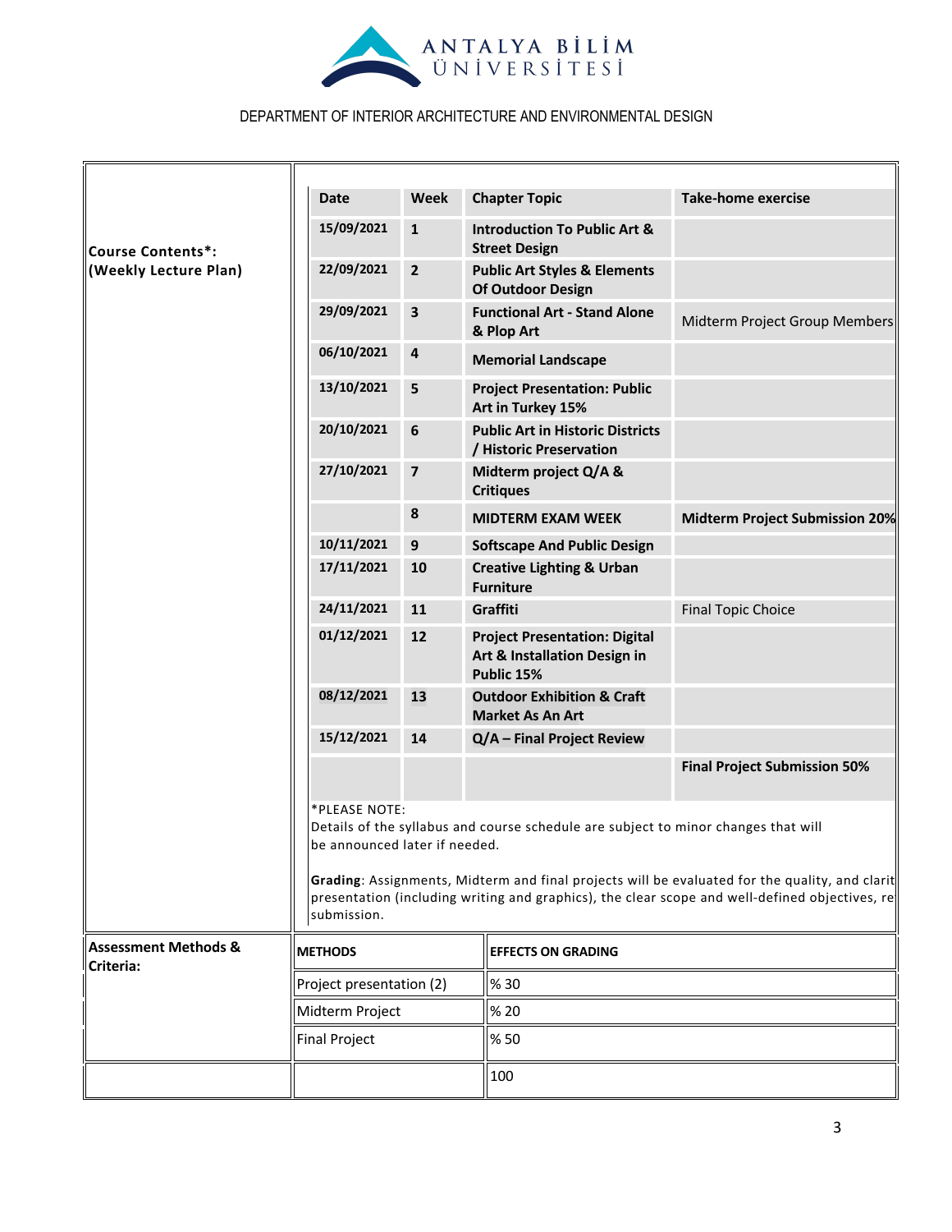DEPARTMENT OF INTERIOR ARCHITECTURE AND ENVIRONMENTAL DESIGN

**Course Contents*: (Weekly Lecture Plan)**

| Date | Week | Chapter Topic | Take-home exercise |
|---|---|---|---|
| 15/09/2021 | 1 | Introduction To Public Art & Street Design | |
| 22/09/2021 | 2 | Public Art Styles & Elements Of Outdoor Design | |
| 29/09/2021 | 3 | Functional Art - Stand Alone & Plop Art | Midterm Project Group Members |
| 06/10/2021 | 4 | Memorial Landscape | |
| 13/10/2021 | 5 | Project Presentation: Public Art in Turkey 15% | |
| 20/10/2021 | 6 | Public Art in Historic Districts / Historic Preservation | |
| 27/10/2021 | 7 | Midterm project Q/A & Critiques | |
| | 8 | MIDTERM EXAM WEEK | **Midterm Project Submission 20%** |
| 10/11/2021 | 9 | Softscape And Public Design | |
| 17/11/2021 | 10 | Creative Lighting & Urban Furniture | |
| 24/11/2021 | 11 | Graffiti | Final Topic Choice |
| 01/12/2021 | 12 | Project Presentation: Digital Art & Installation Design in Public 15% | |
| 08/12/2021 | 13 | Outdoor Exhibition & Craft Market As An Art | |
| 15/12/2021 | 14 | Q/A – Final Project Review | |
| | | | **Final Project Submission 50%** |

*PLEASE NOTE:
Details of the syllabus and course schedule are subject to minor changes that will be announced later if needed.

**Grading**: Assignments, Midterm and final projects will be evaluated for the quality, and clarit presentation (including writing and graphics), the clear scope and well-defined objectives, re submission.

**Assessment Methods & Criteria:**

| METHODS | EFFECTS ON GRADING |
|---|---|
| Project presentation (2) | % 30 |
| Midterm Project | % 20 |
| Final Project | % 50 |
| | 100 |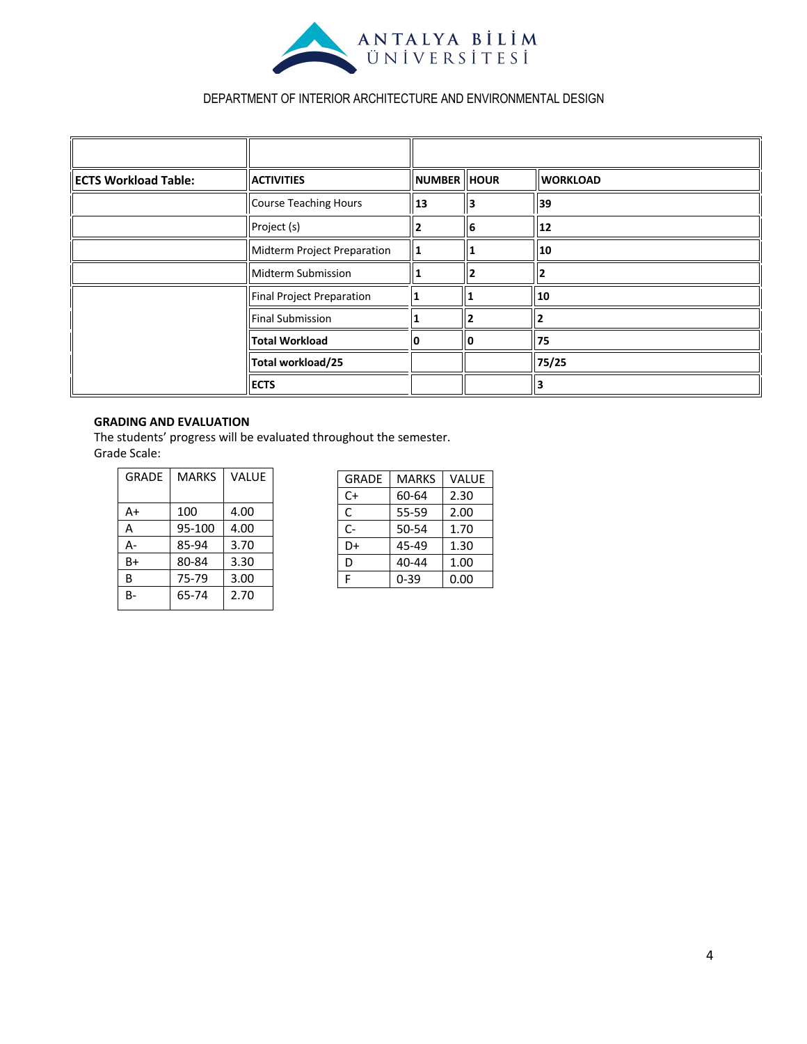ANTALYA BİLİM ÜNİVERSİTESİ

DEPARTMENT OF INTERIOR ARCHITECTURE AND ENVIRONMENTAL DESIGN

| | | | | |
|---|---|---|---|---|
| **ECTS Workload Table:** | **ACTIVITIES** | **NUMBER** | **HOUR** | **WORKLOAD** |
| | Course Teaching Hours | **13** | **3** | **39** |
| | Project (s) | **2** | **6** | **12** |
| | Midterm Project Preparation | **1** | **1** | **10** |
| | Midterm Submission | **1** | **2** | **2** |
| | Final Project Preparation | **1** | **1** | **10** |
| | Final Submission | **1** | **2** | **2** |
| | **Total Workload** | **0** | **0** | **75** |
| | **Total workload/25** | | | **75/25** |
| | **ECTS** | | | **3** |

**GRADING AND EVALUATION**

The students' progress will be evaluated throughout the semester.

Grade Scale:

| GRADE | MARKS | VALUE |
|---|---|---|
| A+ | 100 | 4.00 |
| A | 95-100 | 4.00 |
| A- | 85-94 | 3.70 |
| B+ | 80-84 | 3.30 |
| B | 75-79 | 3.00 |
| B- | 65-74 | 2.70 |

| GRADE | MARKS | VALUE |
|---|---|---|
| C+ | 60-64 | 2.30 |
| C | 55-59 | 2.00 |
| C- | 50-54 | 1.70 |
| D+ | 45-49 | 1.30 |
| D | 40-44 | 1.00 |
| F | 0-39 | 0.00 |